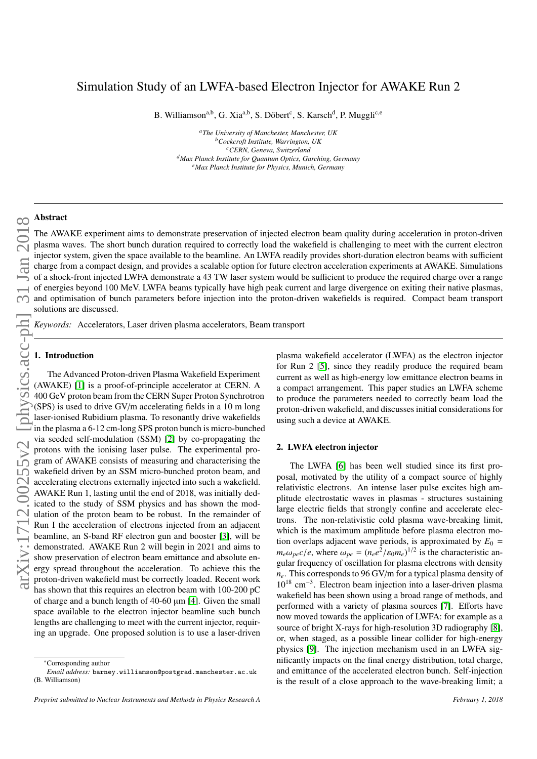# Simulation Study of an LWFA-based Electron Injector for AWAKE Run 2

B. Williamson[a,b], G. Xia[a,b], S. Döbert[c], S. Karsch[d], P. Muggli[c,e]

[a]*The University of Manchester, Manchester, UK*
[b]*Cockcroft Institute, Warrington, UK*
[c]*CERN, Geneva, Switzerland*
[d]*Max Planck Institute for Quantum Optics, Garching, Germany*
[e]*Max Planck Institute for Physics, Munich, Germany*

## Abstract

The AWAKE experiment aims to demonstrate preservation of injected electron beam quality during acceleration in proton-driven plasma waves. The short bunch duration required to correctly load the wakefield is challenging to meet with the current electron injector system, given the space available to the beamline. An LWFA readily provides short-duration electron beams with sufficient charge from a compact design, and provides a scalable option for future electron acceleration experiments at AWAKE. Simulations of a shock-front injected LWFA demonstrate a 43 TW laser system would be sufficient to produce the required charge over a range of energies beyond 100 MeV. LWFA beams typically have high peak current and large divergence on exiting their native plasmas, and optimisation of bunch parameters before injection into the proton-driven wakefields is required. Compact beam transport solutions are discussed.

*Keywords:* Accelerators, Laser driven plasma accelerators, Beam transport

## 1. Introduction

The Advanced Proton-driven Plasma Wakefield Experiment (AWAKE) [1] is a proof-of-principle accelerator at CERN. A 400 GeV proton beam from the CERN Super Proton Synchrotron (SPS) is used to drive GV/m accelerating fields in a 10 m long laser-ionised Rubidium plasma. To resonantly drive wakefields in the plasma a 6-12 cm-long SPS proton bunch is micro-bunched via seeded self-modulation (SSM) [2] by co-propagating the protons with the ionising laser pulse. The experimental program of AWAKE consists of measuring and characterising the wakefield driven by an SSM micro-bunched proton beam, and accelerating electrons externally injected into such a wakefield. AWAKE Run 1, lasting until the end of 2018, was initially dedicated to the study of SSM physics and has shown the modulation of the proton beam to be robust. In the remainder of Run I the acceleration of electrons injected from an adjacent beamline, an S-band RF electron gun and booster [3], will be demonstrated. AWAKE Run 2 will begin in 2021 and aims to show preservation of electron beam emittance and absolute energy spread throughout the acceleration. To achieve this the proton-driven wakefield must be correctly loaded. Recent work has shown that this requires an electron beam with 100-200 pC of charge and a bunch length of 40-60 μm [4]. Given the small space available to the electron injector beamline such bunch lengths are challenging to meet with the current injector, requiring an upgrade. One proposed solution is to use a laser-driven plasma wakefield accelerator (LWFA) as the electron injector for Run 2 [5], since they readily produce the required beam current as well as high-energy low emittance electron beams in a compact arrangement. This paper studies an LWFA scheme to produce the parameters needed to correctly beam load the proton-driven wakefield, and discusses initial considerations for using such a device at AWAKE.

## 2. LWFA electron injector

The LWFA [6] has been well studied since its first proposal, motivated by the utility of a compact source of highly relativistic electrons. An intense laser pulse excites high amplitude electrostatic waves in plasmas - structures sustaining large electric fields that strongly confine and accelerate electrons. The non-relativistic cold plasma wave-breaking limit, which is the maximum amplitude before plasma electron motion overlaps adjacent wave periods, is approximated by $E_0 = m_e \omega_{pe} c/e$, where $\omega_{pe} = (n_e e^2/\varepsilon_0 m_e)^{1/2}$ is the characteristic angular frequency of oscillation for plasma electrons with density $n_e$. This corresponds to 96 GV/m for a typical plasma density of $10^{18}$ cm$^{-3}$. Electron beam injection into a laser-driven plasma wakefield has been shown using a broad range of methods, and performed with a variety of plasma sources [7]. Efforts have now moved towards the application of LWFA: for example as a source of bright X-rays for high-resolution 3D radiography [8], or, when staged, as a possible linear collider for high-energy physics [9]. The injection mechanism used in an LWFA significantly impacts on the final energy distribution, total charge, and emittance of the accelerated electron bunch. Self-injection is the result of a close approach to the wave-breaking limit; a

*Corresponding author
*Email address:* barney.williamson@postgrad.manchester.ac.uk (B. Williamson)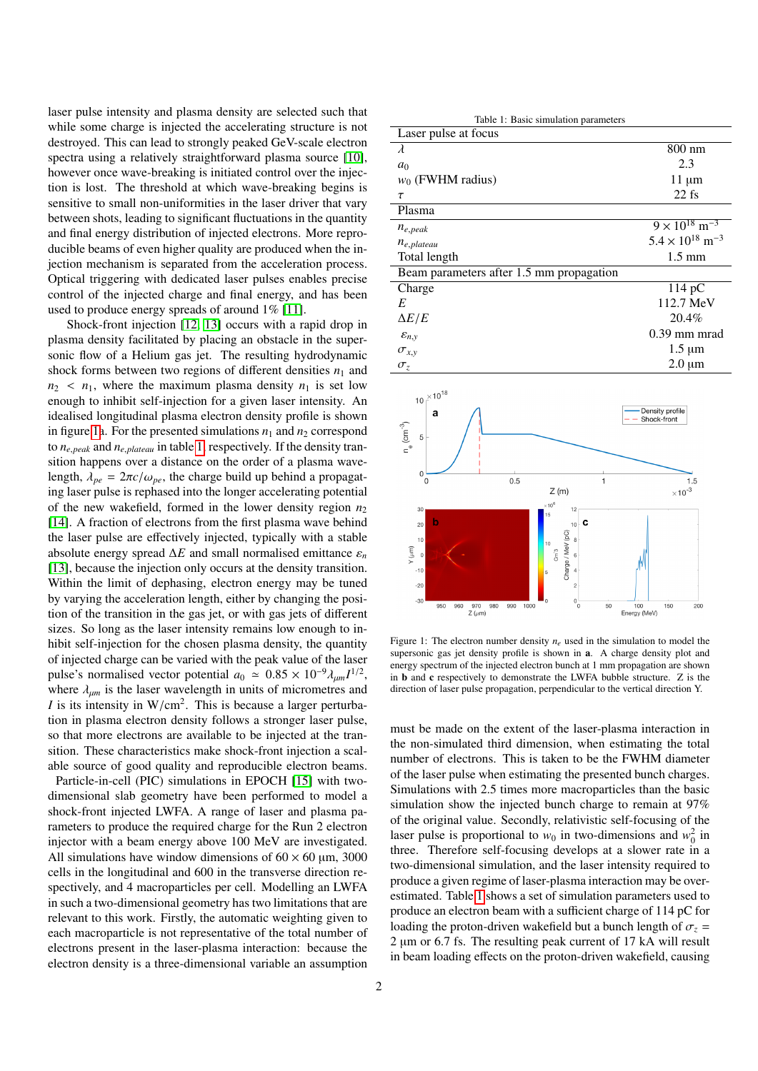laser pulse intensity and plasma density are selected such that while some charge is injected the accelerating structure is not destroyed. This can lead to strongly peaked GeV-scale electron spectra using a relatively straightforward plasma source [10], however once wave-breaking is initiated control over the injection is lost. The threshold at which wave-breaking begins is sensitive to small non-uniformities in the laser driver that vary between shots, leading to significant fluctuations in the quantity and final energy distribution of injected electrons. More reproducible beams of even higher quality are produced when the injection mechanism is separated from the acceleration process. Optical triggering with dedicated laser pulses enables precise control of the injected charge and final energy, and has been used to produce energy spreads of around 1% [11].

Shock-front injection [12, 13] occurs with a rapid drop in plasma density facilitated by placing an obstacle in the supersonic flow of a Helium gas jet. The resulting hydrodynamic shock forms between two regions of different densities $n_1$ and $n_2 < n_1$, where the maximum plasma density $n_1$ is set low enough to inhibit self-injection for a given laser intensity. An idealised longitudinal plasma electron density profile is shown in figure 1a. For the presented simulations $n_1$ and $n_2$ correspond to $n_{e,peak}$ and $n_{e,plateau}$ in table 1 respectively. If the density transition sharpness occurs over a distance on the order of a plasma wavelength, $\lambda_{pe} = 2\pi c/\omega_{pe}$, the charge build up behind a propagating laser pulse is rephased into the longer accelerating potential of the new wakefield, formed in the lower density region $n_2$ [14]. A fraction of electrons from the first plasma wave behind the laser pulse are effectively injected, typically with a stable absolute energy spread $\Delta E$ and small normalised emittance $\varepsilon_n$ [13], because the injection only occurs at the density transition. Within the limit of dephasing, electron energy may be tuned by varying the acceleration length, either by changing the position of the transition in the gas jet, or with gas jets of different sizes. So long as the laser intensity remains low enough to inhibit self-injection for the chosen plasma density, the quantity of injected charge can be varied with the peak value of the laser pulse's normalised vector potential $a_0 \simeq 0.85 \times 10^{-9}\lambda_{\mu m} I^{1/2}$, where $\lambda_{\mu m}$ is the laser wavelength in units of micrometres and $I$ is its intensity in $\mathrm{W/cm^2}$. This is because a larger perturbation in plasma electron density follows a stronger laser pulse, so that more electrons are available to be injected at the transition. These characteristics make shock-front injection a scalable source of good quality and reproducible electron beams.

Particle-in-cell (PIC) simulations in EPOCH [15] with two-dimensional slab geometry have been performed to model a shock-front injected LWFA. A range of laser and plasma parameters to produce the required charge for the Run 2 electron injector with a beam energy above 100 MeV are investigated. All simulations have window dimensions of 60 × 60 µm, 3000 cells in the longitudinal and 600 in the transverse direction respectively, and 4 macroparticles per cell. Modelling an LWFA in such a two-dimensional geometry has two limitations that are relevant to this work. Firstly, the automatic weighting given to each macroparticle is not representative of the total number of electrons present in the laser-plasma interaction: because the electron density is a three-dimensional variable an assumption must be made on the extent of the laser-plasma interaction in the non-simulated third dimension, when estimating the total number of electrons. This is taken to be the FWHM diameter of the laser pulse when estimating the presented bunch charges. Simulations with 2.5 times more macroparticles than the basic simulation show the injected bunch charge to remain at 97% of the original value. Secondly, relativistic self-focusing of the laser pulse is proportional to $w_0$ in two-dimensions and $w_0^2$ in three. Therefore self-focusing develops at a slower rate in a two-dimensional simulation, and the laser intensity required to produce a given regime of laser-plasma interaction may be overestimated. Table 1 shows a set of simulation parameters used to produce an electron beam with a sufficient charge of 114 pC for loading the proton-driven wakefield but a bunch length of $\sigma_z$ = 2 µm or 6.7 fs. The resulting peak current of 17 kA will result in beam loading effects on the proton-driven wakefield, causing

Table 1: Basic simulation parameters

| Laser pulse at focus | |
|---|---|
| $\lambda$ | 800 nm |
| $a_0$ | 2.3 |
| $w_0$ (FWHM radius) | 11 µm |
| $\tau$ | 22 fs |
| **Plasma** | |
| $n_{e,peak}$ | $9 \times 10^{18}\ \mathrm{m^{-3}}$ |
| $n_{e,plateau}$ | $5.4 \times 10^{18}\ \mathrm{m^{-3}}$ |
| Total length | 1.5 mm |
| **Beam parameters after 1.5 mm propagation** | |
| Charge | 114 pC |
| $E$ | 112.7 MeV |
| $\Delta E/E$ | 20.4% |
| $\varepsilon_{n,y}$ | 0.39 mm mrad |
| $\sigma_{x,y}$ | 1.5 µm |
| $\sigma_z$ | 2.0 µm |

Figure 1: The electron number density $n_e$ used in the simulation to model the supersonic gas jet density profile is shown in **a**. A charge density plot and energy spectrum of the injected electron bunch at 1 mm propagation are shown in **b** and **c** respectively to demonstrate the LWFA bubble structure. Z is the direction of laser pulse propagation, perpendicular to the vertical direction Y.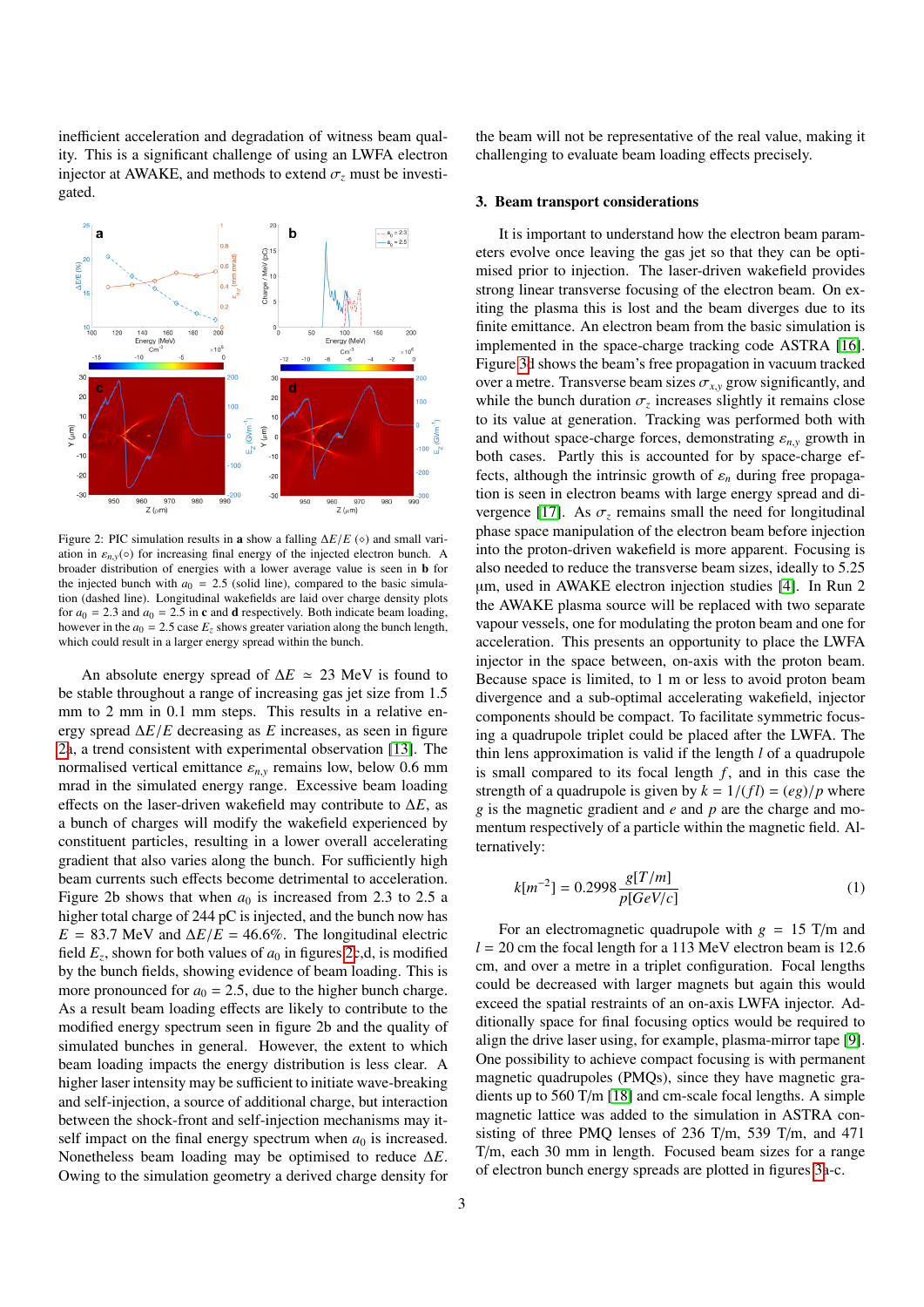inefficient acceleration and degradation of witness beam quality. This is a significant challenge of using an LWFA electron injector at AWAKE, and methods to extend $\sigma_z$ must be investigated.

Figure 2: PIC simulation results in **a** show a falling $\Delta E/E$ ($\diamond$) and small variation in $\varepsilon_{n,y}$($\circ$) for increasing final energy of the injected electron bunch. A broader distribution of energies with a lower average value is seen in **b** for the injected bunch with $a_0 = 2.5$ (solid line), compared to the basic simulation (dashed line). Longitudinal wakefields are laid over charge density plots for $a_0 = 2.3$ and $a_0 = 2.5$ in **c** and **d** respectively. Both indicate beam loading, however in the $a_0 = 2.5$ case $E_z$ shows greater variation along the bunch length, which could result in a larger energy spread within the bunch.

An absolute energy spread of $\Delta E \simeq 23$ MeV is found to be stable throughout a range of increasing gas jet size from 1.5 mm to 2 mm in 0.1 mm steps. This results in a relative energy spread $\Delta E/E$ decreasing as $E$ increases, as seen in figure 2a, a trend consistent with experimental observation [13]. The normalised vertical emittance $\varepsilon_{n,y}$ remains low, below 0.6 mm mrad in the simulated energy range. Excessive beam loading effects on the laser-driven wakefield may contribute to $\Delta E$, as a bunch of charges will modify the wakefield experienced by constituent particles, resulting in a lower overall accelerating gradient that also varies along the bunch. For sufficiently high beam currents such effects become detrimental to acceleration. Figure 2b shows that when $a_0$ is increased from 2.3 to 2.5 a higher total charge of 244 pC is injected, and the bunch now has $E = 83.7$ MeV and $\Delta E/E = 46.6\%$. The longitudinal electric field $E_z$, shown for both values of $a_0$ in figures 2c,d, is modified by the bunch fields, showing evidence of beam loading. This is more pronounced for $a_0 = 2.5$, due to the higher bunch charge. As a result beam loading effects are likely to contribute to the modified energy spectrum seen in figure 2b and the quality of simulated bunches in general. However, the extent to which beam loading impacts the energy distribution is less clear. A higher laser intensity may be sufficient to initiate wave-breaking and self-injection, a source of additional charge, but interaction between the shock-front and self-injection mechanisms may itself impact on the final energy spectrum when $a_0$ is increased. Nonetheless beam loading may be optimised to reduce $\Delta E$. Owing to the simulation geometry a derived charge density for the beam will not be representative of the real value, making it challenging to evaluate beam loading effects precisely.

### 3. Beam transport considerations

It is important to understand how the electron beam parameters evolve once leaving the gas jet so that they can be optimised prior to injection. The laser-driven wakefield provides strong linear transverse focusing of the electron beam. On exiting the plasma this is lost and the beam diverges due to its finite emittance. An electron beam from the basic simulation is implemented in the space-charge tracking code ASTRA [16]. Figure 3d shows the beam's free propagation in vacuum tracked over a metre. Transverse beam sizes $\sigma_{x,y}$ grow significantly, and while the bunch duration $\sigma_z$ increases slightly it remains close to its value at generation. Tracking was performed both with and without space-charge forces, demonstrating $\varepsilon_{n,y}$ growth in both cases. Partly this is accounted for by space-charge effects, although the intrinsic growth of $\varepsilon_n$ during free propagation is seen in electron beams with large energy spread and divergence [17]. As $\sigma_z$ remains small the need for longitudinal phase space manipulation of the electron beam before injection into the proton-driven wakefield is more apparent. Focusing is also needed to reduce the transverse beam sizes, ideally to 5.25 µm, used in AWAKE electron injection studies [4]. In Run 2 the AWAKE plasma source will be replaced with two separate vapour vessels, one for modulating the proton beam and one for acceleration. This presents an opportunity to place the LWFA injector in the space between, on-axis with the proton beam. Because space is limited, to 1 m or less to avoid proton beam divergence and a sub-optimal accelerating wakefield, injector components should be compact. To facilitate symmetric focusing a quadrupole triplet could be placed after the LWFA. The thin lens approximation is valid if the length $l$ of a quadrupole is small compared to its focal length $f$, and in this case the strength of a quadrupole is given by $k = 1/(fl) = (eg)/p$ where $g$ is the magnetic gradient and $e$ and $p$ are the charge and momentum respectively of a particle within the magnetic field. Alternatively:

$$k[m^{-2}] = 0.2998\frac{g[T/m]}{p[GeV/c]} \tag{1}$$

For an electromagnetic quadrupole with $g = 15$ T/m and $l = 20$ cm the focal length for a 113 MeV electron beam is 12.6 cm, and over a metre in a triplet configuration. Focal lengths could be decreased with larger magnets but again this would exceed the spatial restraints of an on-axis LWFA injector. Additionally space for final focusing optics would be required to align the drive laser using, for example, plasma-mirror tape [9]. One possibility to achieve compact focusing is with permanent magnetic quadrupoles (PMQs), since they have magnetic gradients up to 560 T/m [18] and cm-scale focal lengths. A simple magnetic lattice was added to the simulation in ASTRA consisting of three PMQ lenses of 236 T/m, 539 T/m, and 471 T/m, each 30 mm in length. Focused beam sizes for a range of electron bunch energy spreads are plotted in figures 3a-c.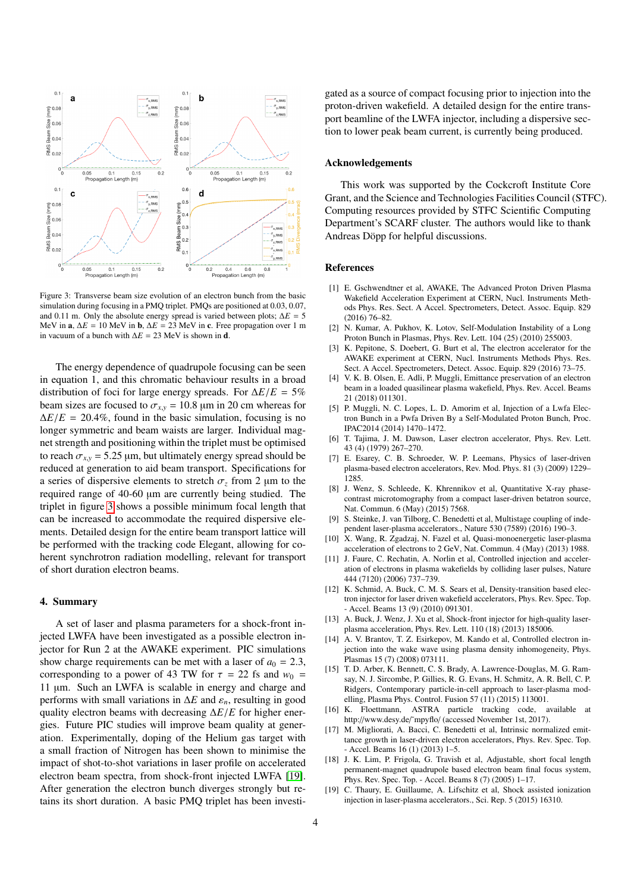a
0.1
0.08
0.06
0.04
0.02
0
RMS Beam Size (mm)
0 0.05 0.1 0.15 0.2
Propagation Length (m)
$\sigma_{x,RMS}$
$\sigma_{y,RMS}$
$\sigma_{z,RMS}$

b
0.1
0.08
0.06
0.04
0.02
0
RMS Beam Size (mm)
0 0.05 0.1 0.15 0.2
Propagation Length (m)
$\sigma_{x,RMS}$
$\sigma_{y,RMS}$
$\sigma_{z,RMS}$

c
0.1
0.08
0.06
0.04
0.02
0
RMS Beam Size (mm)
0 0.05 0.1 0.15 0.2
Propagation Length (m)
$\sigma_{x,RMS}$
$\sigma_{y,RMS}$
$\sigma_{z,RMS}$

d
0.6
0.5
0.4
0.3
0.2
0.1
0
RMS Beam Size (mm)
0 0.2 0.4 0.6 0.8 1
Propagation Length (m)
RMS Divergence (mrad)
$\sigma_{x,RMS}$
$\sigma_{y,RMS}$
$\sigma_{z,RMS}$
$\sigma'_{x,RMS}$
$\sigma'_{y,RMS}$

Figure 3: Transverse beam size evolution of an electron bunch from the basic simulation during focusing in a PMQ triplet. PMQs are positioned at 0.03, 0.07, and 0.11 m. Only the absolute energy spread is varied between plots; $\Delta E$ = 5 MeV in **a**, $\Delta E$ = 10 MeV in **b**, $\Delta E$ = 23 MeV in **c**. Free propagation over 1 m in vacuum of a bunch with $\Delta E$ = 23 MeV is shown in **d**.

The energy dependence of quadrupole focusing can be seen in equation 1, and this chromatic behaviour results in a broad distribution of foci for large energy spreads. For $\Delta E/E = 5\%$ beam sizes are focused to $\sigma_{x,y}$ = 10.8 µm in 20 cm whereas for $\Delta E/E$ = 20.4%, found in the basic simulation, focusing is no longer symmetric and beam waists are larger. Individual magnet strength and positioning within the triplet must be optimised to reach $\sigma_{x,y}$ = 5.25 µm, but ultimately energy spread should be reduced at generation to aid beam transport. Specifications for a series of dispersive elements to stretch $\sigma_z$ from 2 µm to the required range of 40-60 µm are currently being studied. The triplet in figure 3 shows a possible minimum focal length that can be increased to accommodate the required dispersive elements. Detailed design for the entire beam transport lattice will be performed with the tracking code Elegant, allowing for coherent synchrotron radiation modelling, relevant for transport of short duration electron beams.

## 4. Summary

A set of laser and plasma parameters for a shock-front injected LWFA have been investigated as a possible electron injector for Run 2 at the AWAKE experiment. PIC simulations show charge requirements can be met with a laser of $a_0$ = 2.3, corresponding to a power of 43 TW for $\tau$ = 22 fs and $w_0$ = 11 µm. Such an LWFA is scalable in energy and charge and performs with small variations in $\Delta E$ and $\varepsilon_n$, resulting in good quality electron beams with decreasing $\Delta E/E$ for higher energies. Future PIC studies will improve beam quality at generation. Experimentally, doping of the Helium gas target with a small fraction of Nitrogen has been shown to minimise the impact of shot-to-shot variations in laser profile on accelerated electron beam spectra, from shock-front injected LWFA [19]. After generation the electron bunch diverges strongly but retains its short duration. A basic PMQ triplet has been investigated as a source of compact focusing prior to injection into the proton-driven wakefield. A detailed design for the entire transport beamline of the LWFA injector, including a dispersive section to lower peak beam current, is currently being produced.

## Acknowledgements

This work was supported by the Cockcroft Institute Core Grant, and the Science and Technologies Facilities Council (STFC). Computing resources provided by STFC Scientific Computing Department's SCARF cluster. The authors would like to thank Andreas Döpp for helpful discussions.

## References

[1] E. Gschwendtner et al, AWAKE, The Advanced Proton Driven Plasma Wakefield Acceleration Experiment at CERN, Nucl. Instruments Methods Phys. Res. Sect. A Accel. Spectrometers, Detect. Assoc. Equip. 829 (2016) 76–82.

[2] N. Kumar, A. Pukhov, K. Lotov, Self-Modulation Instability of a Long Proton Bunch in Plasmas, Phys. Rev. Lett. 104 (25) (2010) 255003.

[3] K. Pepitone, S. Doebert, G. Burt et al, The electron accelerator for the AWAKE experiment at CERN, Nucl. Instruments Methods Phys. Res. Sect. A Accel. Spectrometers, Detect. Assoc. Equip. 829 (2016) 73–75.

[4] V. K. B. Olsen, E. Adli, P. Muggli, Emittance preservation of an electron beam in a loaded quasilinear plasma wakefield, Phys. Rev. Accel. Beams 21 (2018) 011301.

[5] P. Muggli, N. C. Lopes, L. D. Amorim et al, Injection of a Lwfa Electron Bunch in a Pwfa Driven By a Self-Modulated Proton Bunch, Proc. IPAC2014 (2014) 1470–1472.

[6] T. Tajima, J. M. Dawson, Laser electron accelerator, Phys. Rev. Lett. 43 (4) (1979) 267–270.

[7] E. Esarey, C. B. Schroeder, W. P. Leemans, Physics of laser-driven plasma-based electron accelerators, Rev. Mod. Phys. 81 (3) (2009) 1229–1285.

[8] J. Wenz, S. Schleede, K. Khrennikov et al, Quantitative X-ray phase-contrast microtomography from a compact laser-driven betatron source, Nat. Commun. 6 (May) (2015) 7568.

[9] S. Steinke, J. van Tilborg, C. Benedetti et al, Multistage coupling of independent laser-plasma accelerators., Nature 530 (7589) (2016) 190–3.

[10] X. Wang, R. Zgadzaj, N. Fazel et al, Quasi-monoenergetic laser-plasma acceleration of electrons to 2 GeV, Nat. Commun. 4 (May) (2013) 1988.

[11] J. Faure, C. Rechatin, A. Norlin et al, Controlled injection and acceleration of electrons in plasma wakefields by colliding laser pulses, Nature 444 (7120) (2006) 737–739.

[12] K. Schmid, A. Buck, C. M. S. Sears et al, Density-transition based electron injector for laser driven wakefield accelerators, Phys. Rev. Spec. Top. - Accel. Beams 13 (9) (2010) 091301.

[13] A. Buck, J. Wenz, J. Xu et al, Shock-front injector for high-quality laser-plasma acceleration, Phys. Rev. Lett. 110 (18) (2013) 185006.

[14] A. V. Brantov, T. Z. Esirkepov, M. Kando et al, Controlled electron injection into the wake wave using plasma density inhomogeneity, Phys. Plasmas 15 (7) (2008) 073111.

[15] T. D. Arber, K. Bennett, C. S. Brady, A. Lawrence-Douglas, M. G. Ramsay, N. J. Sircombe, P. Gillies, R. G. Evans, H. Schmitz, A. R. Bell, C. P. Ridgers, Contemporary particle-in-cell approach to laser-plasma modelling, Plasma Phys. Control. Fusion 57 (11) (2015) 113001.

[16] K. Floettmann, ASTRA particle tracking code, available at http://www.desy.de/˜mpyflo/ (accessed November 1st, 2017).

[17] M. Migliorati, A. Bacci, C. Benedetti et al, Intrinsic normalized emittance growth in laser-driven electron accelerators, Phys. Rev. Spec. Top. - Accel. Beams 16 (1) (2013) 1–5.

[18] J. K. Lim, P. Frigola, G. Travish et al, Adjustable, short focal length permanent-magnet quadrupole based electron beam final focus system, Phys. Rev. Spec. Top. - Accel. Beams 8 (7) (2005) 1–17.

[19] C. Thaury, E. Guillaume, A. Lifschitz et al, Shock assisted ionization injection in laser-plasma accelerators., Sci. Rep. 5 (2015) 16310.